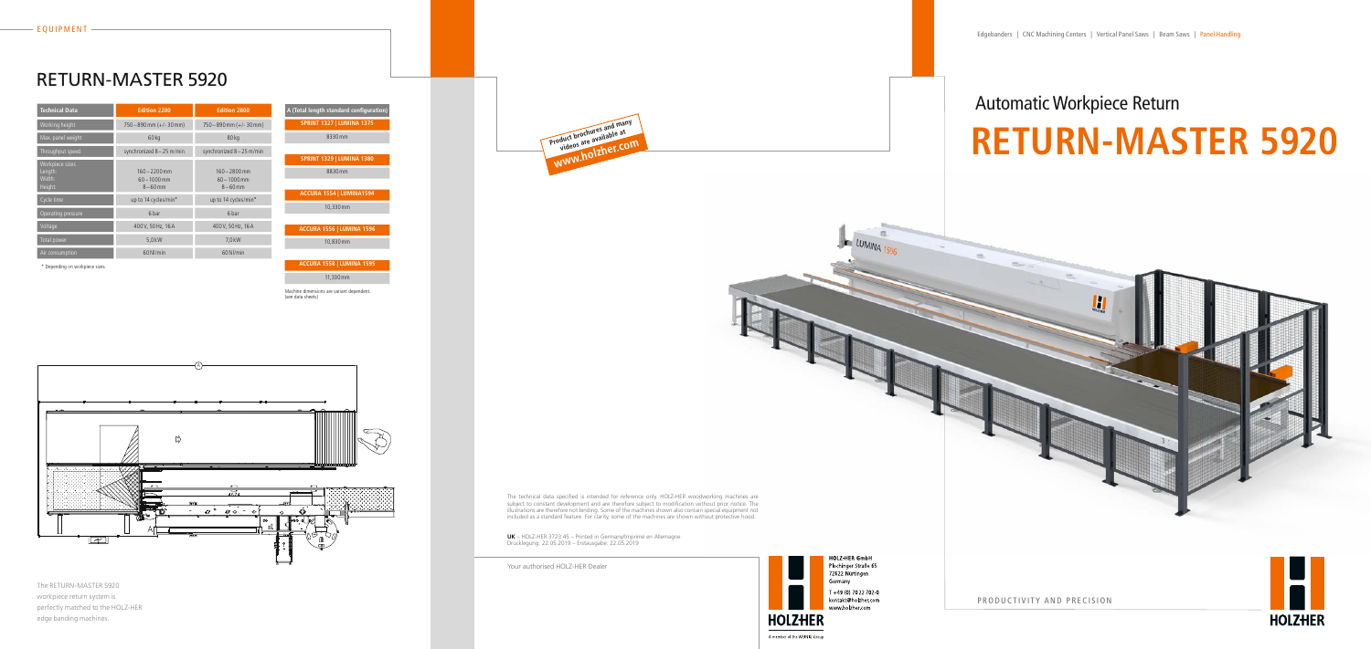EQUIPMENT

# RETURN-MASTER 5920

| Technical Data | Edition 2200 | Edition 2800 |
| --- | --- | --- |
| Working height | 750 – 890 mm (+/- 30 mm) | 750 – 890 mm (+/- 30 mm) |
| Max. panel weight | 60 kg | 80 kg |
| Throughput speed | synchronized 8 – 25 m/min | synchronized 8 – 25 m/min |
| Workpiece sizes Length: Width: Height: | 160 – 2200 mm 60 – 1000 mm 8 – 60 mm | 160 – 2800 mm 60 – 1000 mm 8 – 60 mm |
| Cycle time | up to 14 cycles/min* | up to 14 cycles/min* |
| Operating pressure | 6 bar | 6 bar |
| Voltage | 400 V, 50 Hz, 16 A | 400 V, 50 Hz, 16 A |
| Total power | 5,0 kW | 7,0 kW |
| Air consumption | 60 Nl/min | 60 Nl/min |

\* Depending on workpiece sizes.

| A (Total length standard configuration) |
| --- |
| SPRINT 1327 \| LUMINA 1375 |
| 8330 mm |
| SPRINT 1329 \| LUMINA 1380 |
| 8830 mm |
| ACCURA 1554 \| LUMINA1594 |
| 10,330 mm |
| ACCURA 1556 \| LUMINA 1596 |
| 10,830 mm |
| ACCURA 1558 \| LUMINA 1595 |
| 11,330 mm |

Machine dimensions are variant dependent. (see data sheets)

The RETURN-MASTER 5920 workpiece return system is perfectly matched to the HOLZ-HER edge banding machines.

Product brochures and many videos are available at **www.holzher.com**

The technical data specified is intended for reference only. HOLZ-HER woodworking machines are subject to constant development and are therefore subject to modification without prior notice. The illustrations are therefore not binding. Some of the machines shown also contain special equipment not included as a standard feature. For clarity, some of the machines are shown without protective hood.

**UK** – HOLZ-HER 3723.45 – Printed in Germany/Imprimé en Allemagne
Drucklegung: 22.05.2019 – Erstausgabe: 22.05.2019

Your authorised HOLZ-HER Dealer

HOLZ-HER GmbH
Plochinger Straße 65
72622 Nürtingen
Germany
T +49 (0) 7022 702-0
kontakt@holzher.com
www.holzher.com

HOLZHER

A member of the WEINIG Group

Edgebanders | CNC Machining Centers | Vertical Panel Saws | Beam Saws | **Panel Handling**

## Automatic Workpiece Return

# RETURN-MASTER 5920

PRODUCTIVITY AND PRECISION

HOLZHER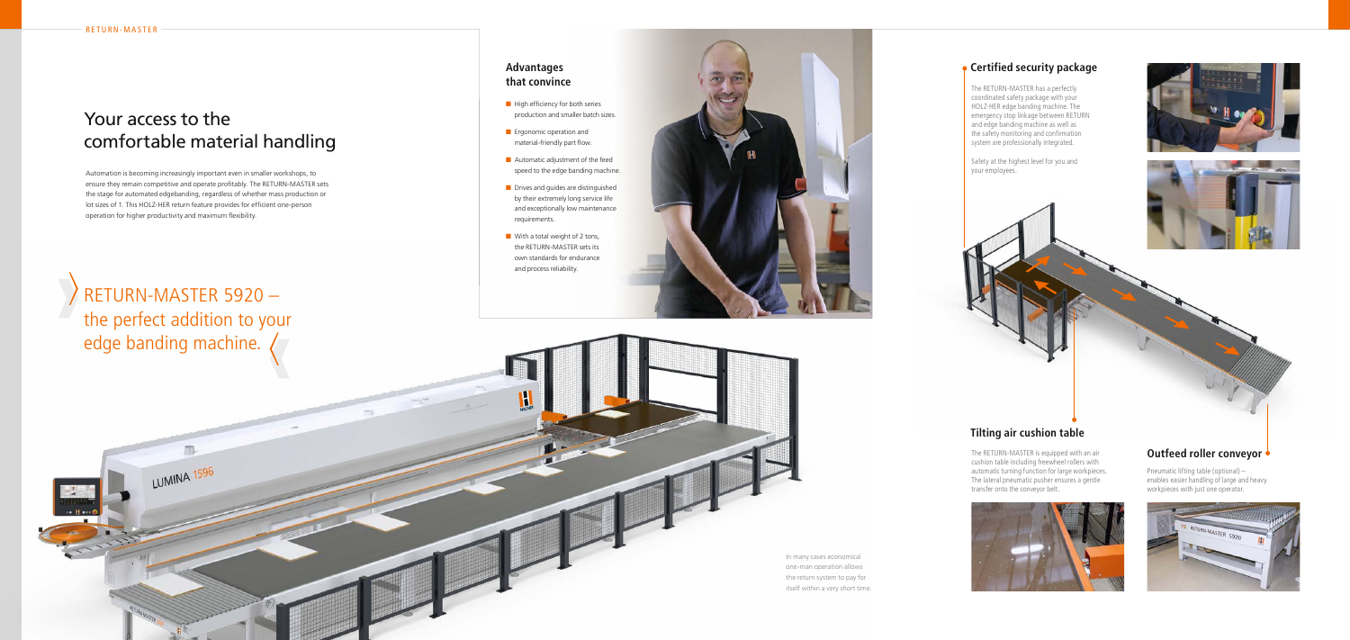# Your access to the comfortable material handling

Automation is becoming increasingly important even in smaller workshops, to ensure they remain competitive and operate profitably. The RETURN-MASTER sets the stage for automated edgebanding, regardless of whether mass production or lot sizes of 1. This HOLZ-HER return feature provides for efficient one-person operation for higher productivity and maximum flexibility.

## RETURN-MASTER 5920 – the perfect addition to your edge banding machine.

### Advantages that convince

- High efficiency for both series production and smaller batch sizes.
- Ergonomic operation and material-friendly part flow.
- Automatic adjustment of the feed speed to the edge banding machine.
- Drives and guides are distinguished by their extremely long service life and exceptionally low maintenance requirements.
- With a total weight of 2 tons, the RETURN-MASTER sets its own standards for endurance and process reliability.

In many cases economical one-man operation allows the return system to pay for itself within a very short time.

### Certified security package

The RETURN-MASTER has a perfectly coordinated safety package with your HOLZ-HER edge banding machine. The emergency stop linkage between RETURN and edge banding machine as well as the safety monitoring and confirmation system are professionally integrated.

Safety at the highest level for you and your employees.

### Tilting air cushion table

The RETURN-MASTER is equipped with an air cushion table including freewheel rollers with automatic turning function for large workpieces. The lateral pneumatic pusher ensures a gentle transfer onto the conveyor belt.

### Outfeed roller conveyor

Pneumatic lifting table (optional) – enables easier handling of large and heavy workpieces with just one operator.